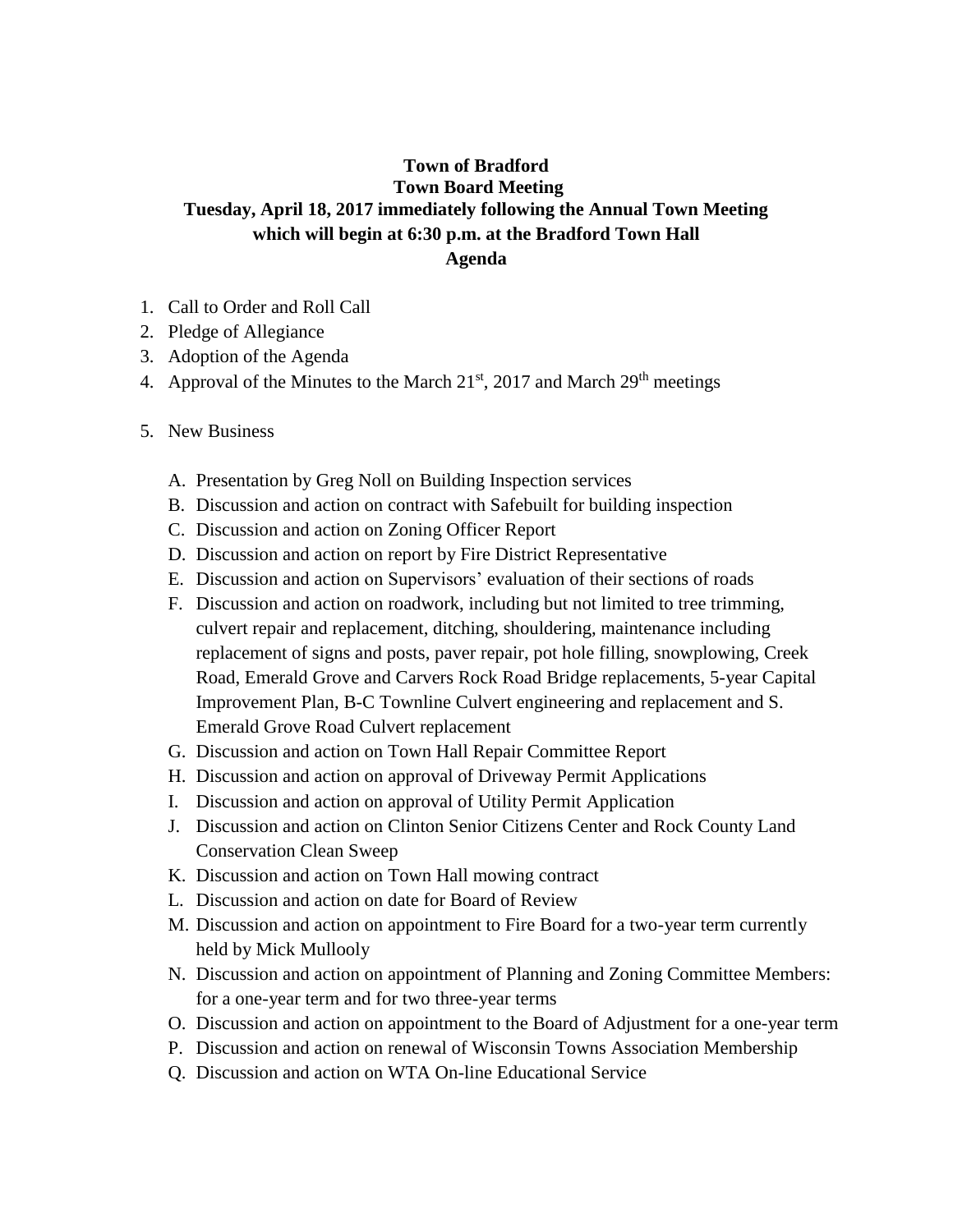**Town of Bradford**
**Town Board Meeting**
**Tuesday, April 18, 2017 immediately following the Annual Town Meeting which will begin at 6:30 p.m. at the Bradford Town Hall**
**Agenda**

1. Call to Order and Roll Call
2. Pledge of Allegiance
3. Adoption of the Agenda
4. Approval of the Minutes to the March 21st, 2017 and March 29th meetings

5. New Business

   A. Presentation by Greg Noll on Building Inspection services
   B. Discussion and action on contract with Safebuilt for building inspection
   C. Discussion and action on Zoning Officer Report
   D. Discussion and action on report by Fire District Representative
   E. Discussion and action on Supervisors' evaluation of their sections of roads
   F. Discussion and action on roadwork, including but not limited to tree trimming, culvert repair and replacement, ditching, shouldering, maintenance including replacement of signs and posts, paver repair, pot hole filling, snowplowing, Creek Road, Emerald Grove and Carvers Rock Road Bridge replacements, 5-year Capital Improvement Plan, B-C Townline Culvert engineering and replacement and S. Emerald Grove Road Culvert replacement
   G. Discussion and action on Town Hall Repair Committee Report
   H. Discussion and action on approval of Driveway Permit Applications
   I. Discussion and action on approval of Utility Permit Application
   J. Discussion and action on Clinton Senior Citizens Center and Rock County Land Conservation Clean Sweep
   K. Discussion and action on Town Hall mowing contract
   L. Discussion and action on date for Board of Review
   M. Discussion and action on appointment to Fire Board for a two-year term currently held by Mick Mullooly
   N. Discussion and action on appointment of Planning and Zoning Committee Members: for a one-year term and for two three-year terms
   O. Discussion and action on appointment to the Board of Adjustment for a one-year term
   P. Discussion and action on renewal of Wisconsin Towns Association Membership
   Q. Discussion and action on WTA On-line Educational Service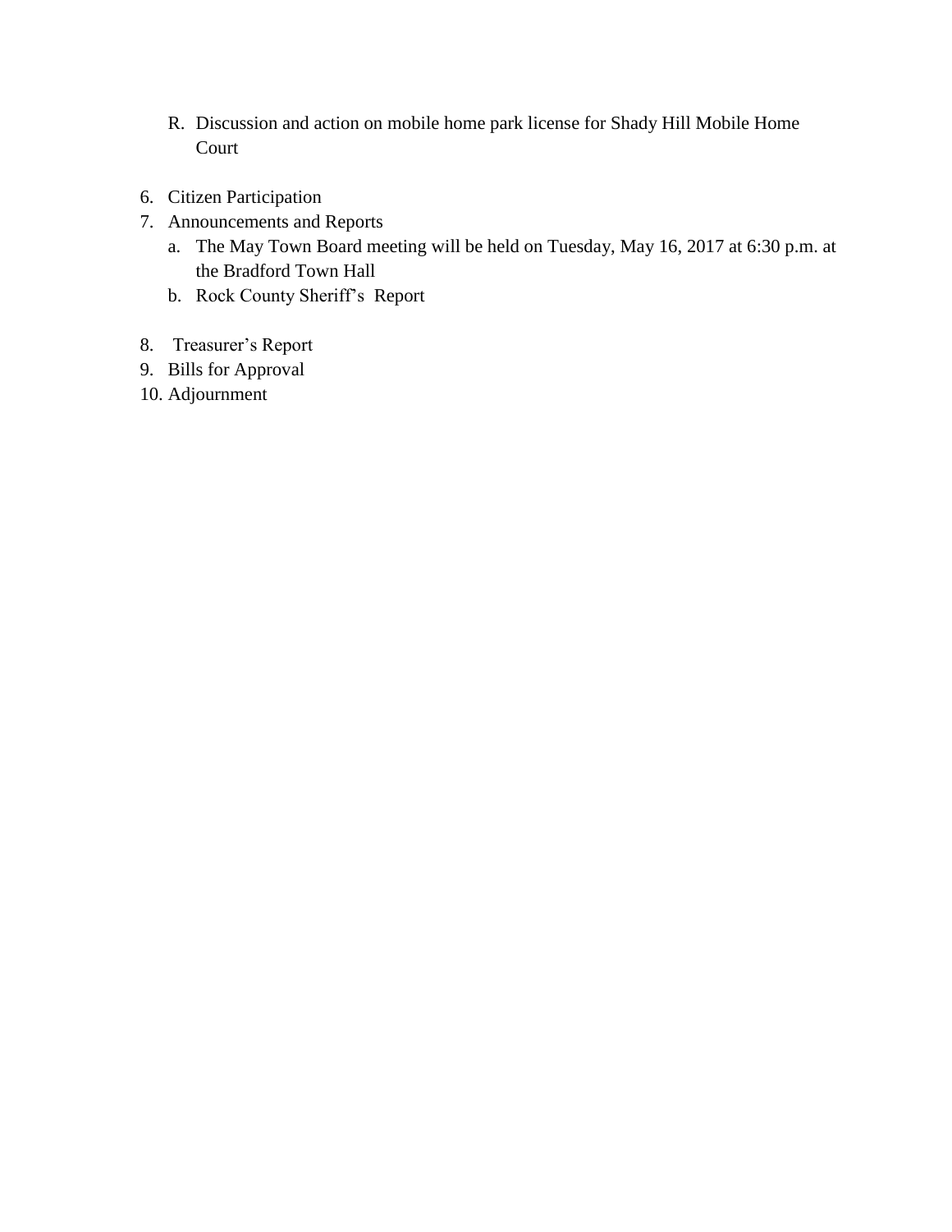R. Discussion and action on mobile home park license for Shady Hill Mobile Home Court

6. Citizen Participation
7. Announcements and Reports
   a. The May Town Board meeting will be held on Tuesday, May 16, 2017 at 6:30 p.m. at the Bradford Town Hall
   b. Rock County Sheriff's Report
8. Treasurer's Report
9. Bills for Approval
10. Adjournment